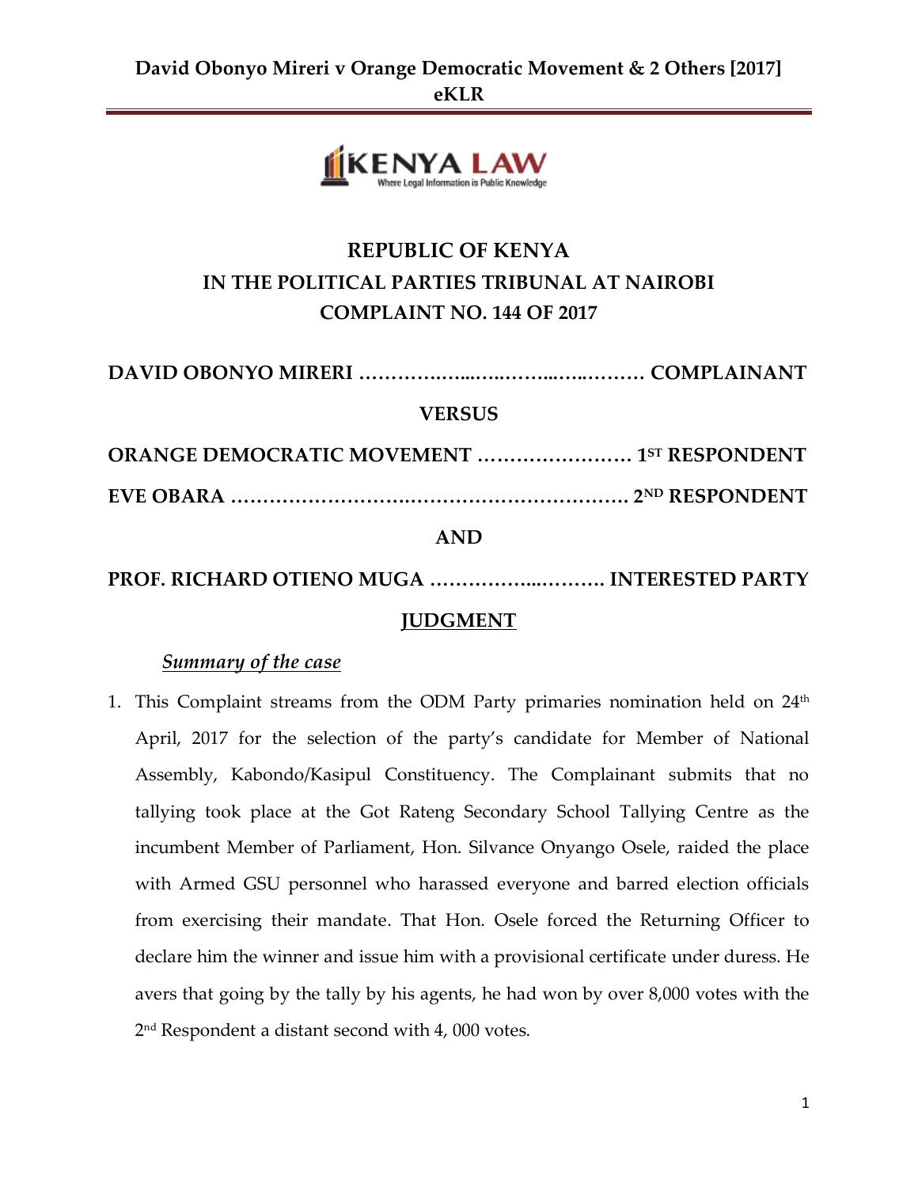**REPUBLIC OF KENYA**

**IN THE POLITICAL PARTIES TRIBUNAL AT NAIROBI**

**COMPLAINT NO. 144 OF 2017**

**DAVID OBONYO MIRERI ……………..…..…….…...…..……… COMPLAINANT**

**VERSUS**

**ORANGE DEMOCRATIC MOVEMENT …………………… 1ST RESPONDENT**

**EVE OBARA …………………….………………………………. 2ND RESPONDENT**

**AND**

**PROF. RICHARD OTIENO MUGA ……………...………. INTERESTED PARTY**

## JUDGMENT

***Summary of the case***

1. This Complaint streams from the ODM Party primaries nomination held on 24th April, 2017 for the selection of the party's candidate for Member of National Assembly, Kabondo/Kasipul Constituency. The Complainant submits that no tallying took place at the Got Rateng Secondary School Tallying Centre as the incumbent Member of Parliament, Hon. Silvance Onyango Osele, raided the place with Armed GSU personnel who harassed everyone and barred election officials from exercising their mandate. That Hon. Osele forced the Returning Officer to declare him the winner and issue him with a provisional certificate under duress. He avers that going by the tally by his agents, he had won by over 8,000 votes with the 2nd Respondent a distant second with 4, 000 votes.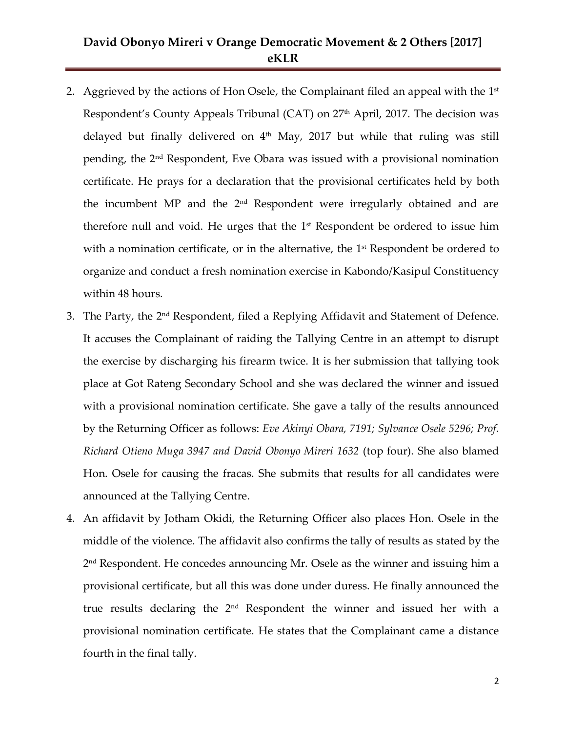2. Aggrieved by the actions of Hon Osele, the Complainant filed an appeal with the 1st Respondent's County Appeals Tribunal (CAT) on 27th April, 2017. The decision was delayed but finally delivered on 4th May, 2017 but while that ruling was still pending, the 2nd Respondent, Eve Obara was issued with a provisional nomination certificate. He prays for a declaration that the provisional certificates held by both the incumbent MP and the 2nd Respondent were irregularly obtained and are therefore null and void. He urges that the 1st Respondent be ordered to issue him with a nomination certificate, or in the alternative, the 1st Respondent be ordered to organize and conduct a fresh nomination exercise in Kabondo/Kasipul Constituency within 48 hours.
3. The Party, the 2nd Respondent, filed a Replying Affidavit and Statement of Defence. It accuses the Complainant of raiding the Tallying Centre in an attempt to disrupt the exercise by discharging his firearm twice. It is her submission that tallying took place at Got Rateng Secondary School and she was declared the winner and issued with a provisional nomination certificate. She gave a tally of the results announced by the Returning Officer as follows: *Eve Akinyi Obara, 7191; Sylvance Osele 5296; Prof. Richard Otieno Muga 3947 and David Obonyo Mireri 1632* (top four). She also blamed Hon. Osele for causing the fracas. She submits that results for all candidates were announced at the Tallying Centre.
4. An affidavit by Jotham Okidi, the Returning Officer also places Hon. Osele in the middle of the violence. The affidavit also confirms the tally of results as stated by the 2nd Respondent. He concedes announcing Mr. Osele as the winner and issuing him a provisional certificate, but all this was done under duress. He finally announced the true results declaring the 2nd Respondent the winner and issued her with a provisional nomination certificate. He states that the Complainant came a distance fourth in the final tally.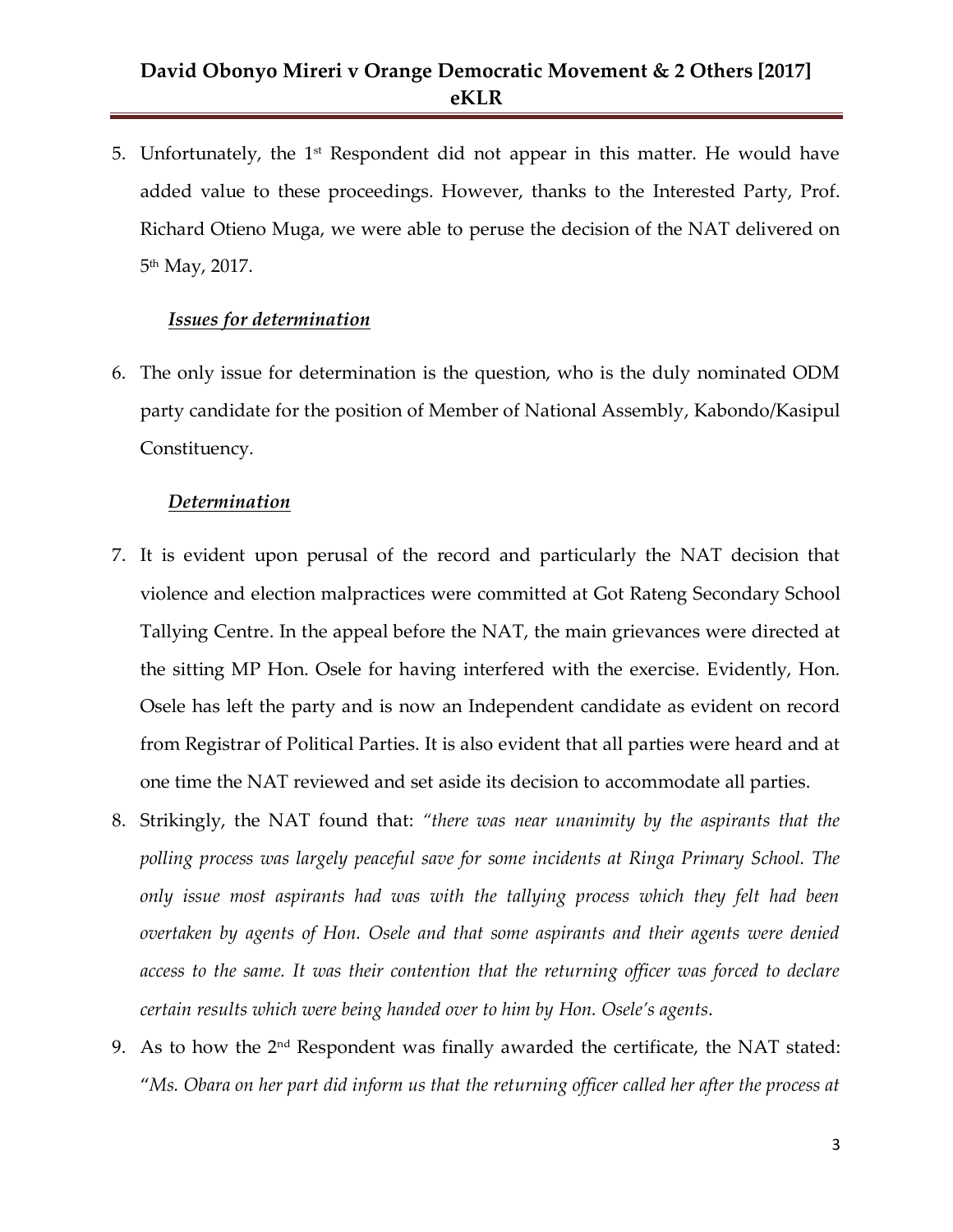5. Unfortunately, the 1st Respondent did not appear in this matter. He would have added value to these proceedings. However, thanks to the Interested Party, Prof. Richard Otieno Muga, we were able to peruse the decision of the NAT delivered on 5th May, 2017.

***Issues for determination***

6. The only issue for determination is the question, who is the duly nominated ODM party candidate for the position of Member of National Assembly, Kabondo/Kasipul Constituency.

***Determination***

7. It is evident upon perusal of the record and particularly the NAT decision that violence and election malpractices were committed at Got Rateng Secondary School Tallying Centre. In the appeal before the NAT, the main grievances were directed at the sitting MP Hon. Osele for having interfered with the exercise. Evidently, Hon. Osele has left the party and is now an Independent candidate as evident on record from Registrar of Political Parties. It is also evident that all parties were heard and at one time the NAT reviewed and set aside its decision to accommodate all parties.

8. Strikingly, the NAT found that: *"there was near unanimity by the aspirants that the polling process was largely peaceful save for some incidents at Ringa Primary School. The only issue most aspirants had was with the tallying process which they felt had been overtaken by agents of Hon. Osele and that some aspirants and their agents were denied access to the same. It was their contention that the returning officer was forced to declare certain results which were being handed over to him by Hon. Osele's agents*.

9. As to how the 2nd Respondent was finally awarded the certificate, the NAT stated: "*Ms. Obara on her part did inform us that the returning officer called her after the process at*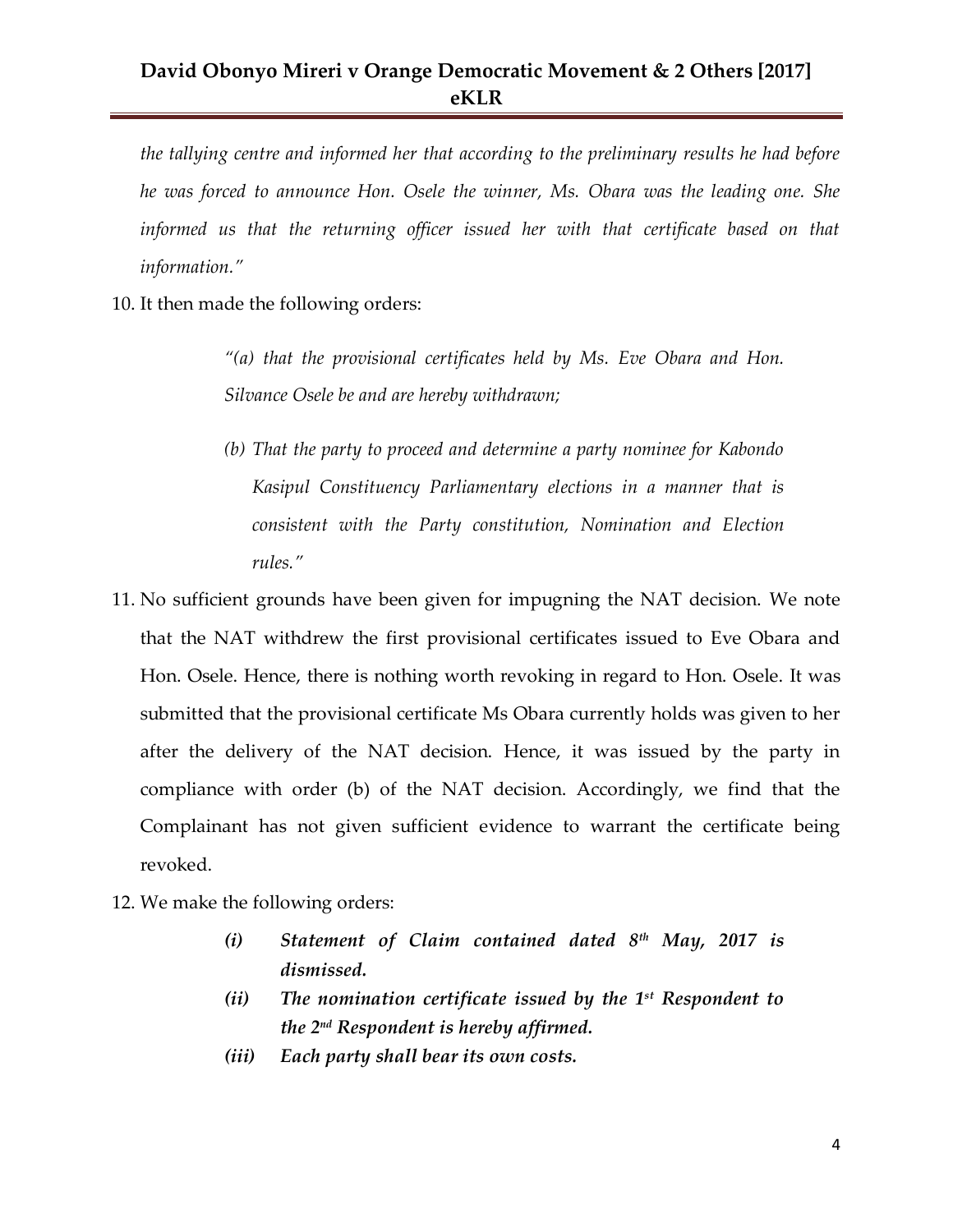*the tallying centre and informed her that according to the preliminary results he had before he was forced to announce Hon. Osele the winner, Ms. Obara was the leading one. She informed us that the returning officer issued her with that certificate based on that information."*

10. It then made the following orders:

> *"(a) that the provisional certificates held by Ms. Eve Obara and Hon. Silvance Osele be and are hereby withdrawn;*
>
> *(b) That the party to proceed and determine a party nominee for Kabondo Kasipul Constituency Parliamentary elections in a manner that is consistent with the Party constitution, Nomination and Election rules."*

11. No sufficient grounds have been given for impugning the NAT decision. We note that the NAT withdrew the first provisional certificates issued to Eve Obara and Hon. Osele. Hence, there is nothing worth revoking in regard to Hon. Osele. It was submitted that the provisional certificate Ms Obara currently holds was given to her after the delivery of the NAT decision. Hence, it was issued by the party in compliance with order (b) of the NAT decision. Accordingly, we find that the Complainant has not given sufficient evidence to warrant the certificate being revoked.

12. We make the following orders:

    ***(i) Statement of Claim contained dated 8th May, 2017 is dismissed.***

    ***(ii) The nomination certificate issued by the 1st Respondent to the 2nd Respondent is hereby affirmed.***

    ***(iii) Each party shall bear its own costs.***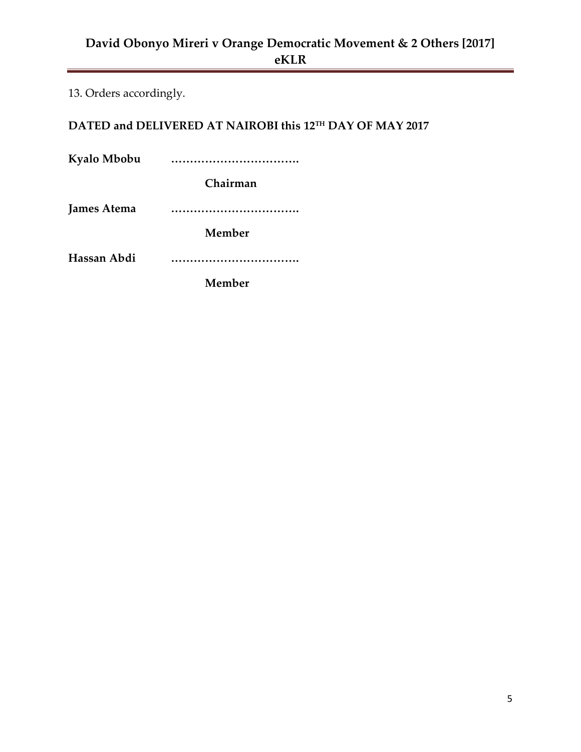13. Orders accordingly.

**DATED and DELIVERED AT NAIROBI this 12TH DAY OF MAY 2017**

**Kyalo Mbobu** …………………………….

**Chairman**

**James Atema** …………………………….

**Member**

**Hassan Abdi** …………………………….

**Member**